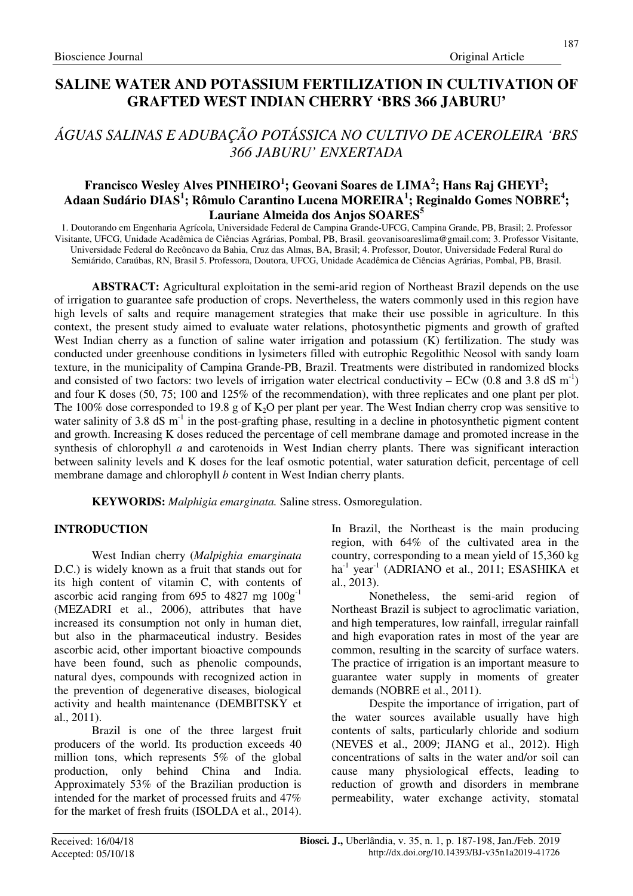# SALINE WATER AND POTASSIUM FERTILIZATION IN CULTIVATION OF GRAFTED WEST INDIAN CHERRY 'BRS 366 JABURU'

## *ÁGUAS SALINAS E ADUBAÇÃO POTÁSSICA NO CULTIVO DE ACEROLEIRA 'BRS 366 JABURU' ENXERTADA*

**Francisco Wesley Alves PINHEIRO[1]; Geovani Soares de LIMA[2]; Hans Raj GHEYI[3]; Adaan Sudário DIAS[1]; Rômulo Carantino Lucena MOREIRA[1]; Reginaldo Gomes NOBRE[4]; Lauriane Almeida dos Anjos SOARES[5]**

1. Doutorando em Engenharia Agrícola, Universidade Federal de Campina Grande-UFCG, Campina Grande, PB, Brasil; 2. Professor Visitante, UFCG, Unidade Acadêmica de Ciências Agrárias, Pombal, PB, Brasil. geovanisoareslima@gmail.com; 3. Professor Visitante, Universidade Federal do Recôncavo da Bahia, Cruz das Almas, BA, Brasil; 4. Professor, Doutor, Universidade Federal Rural do Semiárido, Caraúbas, RN, Brasil 5. Professora, Doutora, UFCG, Unidade Acadêmica de Ciências Agrárias, Pombal, PB, Brasil.

**ABSTRACT:** Agricultural exploitation in the semi-arid region of Northeast Brazil depends on the use of irrigation to guarantee safe production of crops. Nevertheless, the waters commonly used in this region have high levels of salts and require management strategies that make their use possible in agriculture. In this context, the present study aimed to evaluate water relations, photosynthetic pigments and growth of grafted West Indian cherry as a function of saline water irrigation and potassium (K) fertilization. The study was conducted under greenhouse conditions in lysimeters filled with eutrophic Regolithic Neosol with sandy loam texture, in the municipality of Campina Grande-PB, Brazil. Treatments were distributed in randomized blocks and consisted of two factors: two levels of irrigation water electrical conductivity – ECw (0.8 and 3.8 dS $m^{-1}$) and four K doses (50, 75; 100 and 125% of the recommendation), with three replicates and one plant per plot. The 100% dose corresponded to 19.8 g of $K_2O$ per plant per year. The West Indian cherry crop was sensitive to water salinity of 3.8 dS $m^{-1}$ in the post-grafting phase, resulting in a decline in photosynthetic pigment content and growth. Increasing K doses reduced the percentage of cell membrane damage and promoted increase in the synthesis of chlorophyll *a* and carotenoids in West Indian cherry plants. There was significant interaction between salinity levels and K doses for the leaf osmotic potential, water saturation deficit, percentage of cell membrane damage and chlorophyll *b* content in West Indian cherry plants.

**KEYWORDS:** *Malphigia emarginata.* Saline stress. Osmoregulation.

## INTRODUCTION

West Indian cherry (*Malpighia emarginata* D.C.) is widely known as a fruit that stands out for its high content of vitamin C, with contents of ascorbic acid ranging from 695 to 4827 mg $100g^{-1}$ (MEZADRI et al., 2006), attributes that have increased its consumption not only in human diet, but also in the pharmaceutical industry. Besides ascorbic acid, other important bioactive compounds have been found, such as phenolic compounds, natural dyes, compounds with recognized action in the prevention of degenerative diseases, biological activity and health maintenance (DEMBITSKY et al., 2011).

Brazil is one of the three largest fruit producers of the world. Its production exceeds 40 million tons, which represents 5% of the global production, only behind China and India. Approximately 53% of the Brazilian production is intended for the market of processed fruits and 47% for the market of fresh fruits (ISOLDA et al., 2014). In Brazil, the Northeast is the main producing region, with 64% of the cultivated area in the country, corresponding to a mean yield of 15,360 kg $ha^{-1}$ $year^{-1}$ (ADRIANO et al., 2011; ESASHIKA et al., 2013).

Nonetheless, the semi-arid region of Northeast Brazil is subject to agroclimatic variation, and high temperatures, low rainfall, irregular rainfall and high evaporation rates in most of the year are common, resulting in the scarcity of surface waters. The practice of irrigation is an important measure to guarantee water supply in moments of greater demands (NOBRE et al., 2011).

Despite the importance of irrigation, part of the water sources available usually have high contents of salts, particularly chloride and sodium (NEVES et al., 2009; JIANG et al., 2012). High concentrations of salts in the water and/or soil can cause many physiological effects, leading to reduction of growth and disorders in membrane permeability, water exchange activity, stomatal

Received: 16/04/18
Accepted: 05/10/18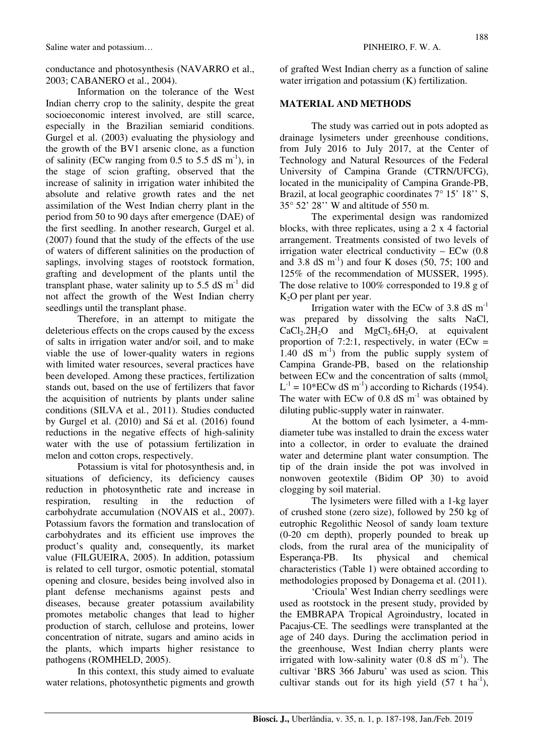conductance and photosynthesis (NAVARRO et al., 2003; CABANERO et al., 2004).

Information on the tolerance of the West Indian cherry crop to the salinity, despite the great socioeconomic interest involved, are still scarce, especially in the Brazilian semiarid conditions. Gurgel et al. (2003) evaluating the physiology and the growth of the BV1 arsenic clone, as a function of salinity (ECw ranging from 0.5 to 5.5 dS $m^{-1}$), in the stage of scion grafting, observed that the increase of salinity in irrigation water inhibited the absolute and relative growth rates and the net assimilation of the West Indian cherry plant in the period from 50 to 90 days after emergence (DAE) of the first seedling. In another research, Gurgel et al. (2007) found that the study of the effects of the use of waters of different salinities on the production of saplings, involving stages of rootstock formation, grafting and development of the plants until the transplant phase, water salinity up to 5.5 dS $m^{-1}$ did not affect the growth of the West Indian cherry seedlings until the transplant phase.

Therefore, in an attempt to mitigate the deleterious effects on the crops caused by the excess of salts in irrigation water and/or soil, and to make viable the use of lower-quality waters in regions with limited water resources, several practices have been developed. Among these practices, fertilization stands out, based on the use of fertilizers that favor the acquisition of nutrients by plants under saline conditions (SILVA et al., 2011). Studies conducted by Gurgel et al. (2010) and Sá et al. (2016) found reductions in the negative effects of high-salinity water with the use of potassium fertilization in melon and cotton crops, respectively.

Potassium is vital for photosynthesis and, in situations of deficiency, its deficiency causes reduction in photosynthetic rate and increase in respiration, resulting in the reduction of carbohydrate accumulation (NOVAIS et al., 2007). Potassium favors the formation and translocation of carbohydrates and its efficient use improves the product's quality and, consequently, its market value (FILGUEIRA, 2005). In addition, potassium is related to cell turgor, osmotic potential, stomatal opening and closure, besides being involved also in plant defense mechanisms against pests and diseases, because greater potassium availability promotes metabolic changes that lead to higher production of starch, cellulose and proteins, lower concentration of nitrate, sugars and amino acids in the plants, which imparts higher resistance to pathogens (ROMHELD, 2005).

In this context, this study aimed to evaluate water relations, photosynthetic pigments and growth of grafted West Indian cherry as a function of saline water irrigation and potassium (K) fertilization.

## MATERIAL AND METHODS

The study was carried out in pots adopted as drainage lysimeters under greenhouse conditions, from July 2016 to July 2017, at the Center of Technology and Natural Resources of the Federal University of Campina Grande (CTRN/UFCG), located in the municipality of Campina Grande-PB, Brazil, at local geographic coordinates 7° 15' 18'' S, 35° 52' 28'' W and altitude of 550 m.

The experimental design was randomized blocks, with three replicates, using a 2 x 4 factorial arrangement. Treatments consisted of two levels of irrigation water electrical conductivity – ECw (0.8 and 3.8 dS $m^{-1}$) and four K doses (50, 75; 100 and 125% of the recommendation of MUSSER, 1995). The dose relative to 100% corresponded to 19.8 g of $K_2O$ per plant per year.

Irrigation water with the ECw of 3.8 dS $m^{-1}$ was prepared by dissolving the salts NaCl, $CaCl_2.2H_2O$ and $MgCl_2.6H_2O$, at equivalent proportion of 7:2:1, respectively, in water (ECw = 1.40 dS $m^{-1}$) from the public supply system of Campina Grande-PB, based on the relationship between ECw and the concentration of salts ($mmol_c$ $L^{-1}$ = 10*ECw dS $m^{-1}$) according to Richards (1954). The water with ECw of 0.8 dS $m^{-1}$ was obtained by diluting public-supply water in rainwater.

At the bottom of each lysimeter, a 4-mm-diameter tube was installed to drain the excess water into a collector, in order to evaluate the drained water and determine plant water consumption. The tip of the drain inside the pot was involved in nonwoven geotextile (Bidim OP 30) to avoid clogging by soil material.

The lysimeters were filled with a 1-kg layer of crushed stone (zero size), followed by 250 kg of eutrophic Regolithic Neosol of sandy loam texture (0-20 cm depth), properly pounded to break up clods, from the rural area of the municipality of Esperança-PB. Its physical and chemical characteristics (Table 1) were obtained according to methodologies proposed by Donagema et al. (2011).

'Crioula' West Indian cherry seedlings were used as rootstock in the present study, provided by the EMBRAPA Tropical Agroindustry, located in Pacajus-CE. The seedlings were transplanted at the age of 240 days. During the acclimation period in the greenhouse, West Indian cherry plants were irrigated with low-salinity water (0.8 dS $m^{-1}$). The cultivar 'BRS 366 Jaburu' was used as scion. This cultivar stands out for its high yield (57 t $ha^{-1}$),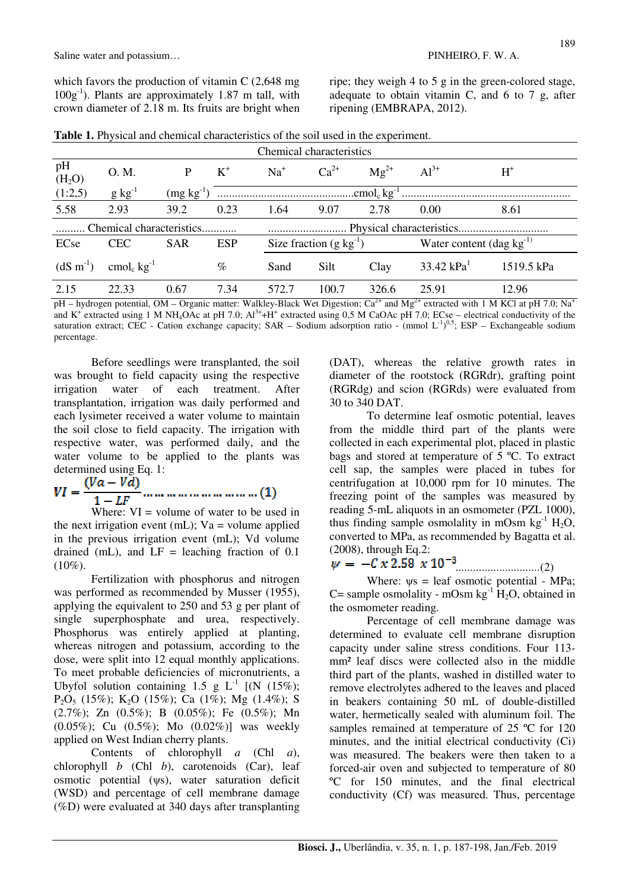which favors the production of vitamin C (2,648 mg $100g^{-1}$). Plants are approximately 1.87 m tall, with crown diameter of 2.18 m. Its fruits are bright when ripe; they weigh 4 to 5 g in the green-colored stage, adequate to obtain vitamin C, and 6 to 7 g, after ripening (EMBRAPA, 2012).

**Table 1.** Physical and chemical characteristics of the soil used in the experiment.

| Chemical characteristics | | | | | | | | |
|---|---|---|---|---|---|---|---|---|
| pH ($H_2O$) | O. M. | P | $K^+$ | $Na^+$ | $Ca^{2+}$ | $Mg^{2+}$ | $Al^{3+}$ | $H^+$ |
| (1:2,5) | g $kg^{-1}$ | (mg $kg^{-1}$) | ...............cmol$_c$ $kg^{-1}$............... | | | | | |
| 5.58 | 2.93 | 39.2 | 0.23 | 1.64 | 9.07 | 2.78 | 0.00 | 8.61 |
| .......... Chemical characteristics............ | | | | ........................ Physical characteristics........................ | | | | |
| ECse | CEC | SAR | ESP | Size fraction (g $kg^{-1}$) | | | Water content (dag $kg^{-1}$) | |
| (dS $m^{-1}$) | cmol$_c$ $kg^{-1}$ | | % | Sand | Silt | Clay | 33.42 kPa[1] | 1519.5 kPa |
| 2.15 | 22.33 | 0.67 | 7.34 | 572.7 | 100.7 | 326.6 | 25.91 | 12.96 |

pH – hydrogen potential, OM – Organic matter: Walkley-Black Wet Digestion; $Ca^{2+}$ and $Mg^{2+}$ extracted with 1 M KCl at pH 7.0; $Na^+$ and $K^+$ extracted using 1 M $NH_4OAc$ at pH 7.0; $Al^{3+}$+$H^+$ extracted using 0,5 M CaOAc pH 7.0; ECse – electrical conductivity of the saturation extract; CEC - Cation exchange capacity; SAR – Sodium adsorption ratio - (mmol $L^{-1}$)$^{0.5}$; ESP – Exchangeable sodium percentage.

Before seedlings were transplanted, the soil was brought to field capacity using the respective irrigation water of each treatment. After transplantation, irrigation was daily performed and each lysimeter received a water volume to maintain the soil close to field capacity. The irrigation with respective water, was performed daily, and the water volume to be applied to the plants was determined using Eq. 1:

$$VI = \frac{(Va - Vd)}{1 - LF} \quad (1)$$

Where: VI = volume of water to be used in the next irrigation event (mL); Va = volume applied in the previous irrigation event (mL); Vd volume drained (mL), and LF = leaching fraction of 0.1 (10%).

Fertilization with phosphorus and nitrogen was performed as recommended by Musser (1955), applying the equivalent to 250 and 53 g per plant of single superphosphate and urea, respectively. Phosphorus was entirely applied at planting, whereas nitrogen and potassium, according to the dose, were split into 12 equal monthly applications. To meet probable deficiencies of micronutrients, a Ubyfol solution containing 1.5 g $L^{-1}$ [(N (15%); $P_2O_5$ (15%); $K_2O$ (15%); Ca (1%); Mg (1.4%); S (2.7%); Zn (0.5%); B (0.05%); Fe (0.5%); Mn (0.05%); Cu (0.5%); Mo (0.02%)] was weekly applied on West Indian cherry plants.

Contents of chlorophyll *a* (Chl *a*), chlorophyll *b* (Chl *b*), carotenoids (Car), leaf osmotic potential (ψs), water saturation deficit (WSD) and percentage of cell membrane damage (%D) were evaluated at 340 days after transplanting (DAT), whereas the relative growth rates in diameter of the rootstock (RGRdr), grafting point (RGRdg) and scion (RGRds) were evaluated from 30 to 340 DAT.

To determine leaf osmotic potential, leaves from the middle third part of the plants were collected in each experimental plot, placed in plastic bags and stored at temperature of 5 ºC. To extract cell sap, the samples were placed in tubes for centrifugation at 10,000 rpm for 10 minutes. The freezing point of the samples was measured by reading 5-mL aliquots in an osmometer (PZL 1000), thus finding sample osmolality in mOsm $kg^{-1}$ $H_2O$, converted to MPa, as recommended by Bagatta et al. (2008), through Eq.2:

$$\psi = -C \times 2.58 \times 10^{-3} \quad (2)$$

Where: ψs = leaf osmotic potential - MPa; C= sample osmolality - mOsm $kg^{-1}$ $H_2O$, obtained in the osmometer reading.

Percentage of cell membrane damage was determined to evaluate cell membrane disruption capacity under saline stress conditions. Four 113-mm² leaf discs were collected also in the middle third part of the plants, washed in distilled water to remove electrolytes adhered to the leaves and placed in beakers containing 50 mL of double-distilled water, hermetically sealed with aluminum foil. The samples remained at temperature of 25 ºC for 120 minutes, and the initial electrical conductivity (Ci) was measured. The beakers were then taken to a forced-air oven and subjected to temperature of 80 ºC for 150 minutes, and the final electrical conductivity (Cf) was measured. Thus, percentage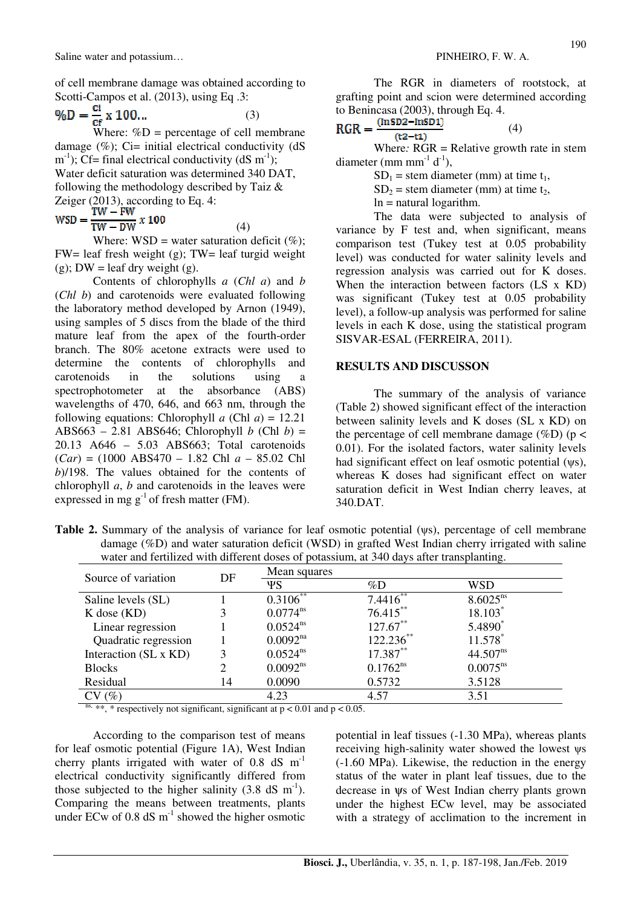of cell membrane damage was obtained according to Scotti-Campos et al. (2013), using Eq .3:

$$\%D = \frac{Ci}{Cf} \times 100... \qquad (3)$$

Where: %D = percentage of cell membrane damage (%); Ci= initial electrical conductivity (dS $m^{-1}$); Cf= final electrical conductivity (dS $m^{-1}$);

Water deficit saturation was determined 340 DAT, following the methodology described by Taiz & Zeiger (2013), according to Eq. 4:

$$WSD = \frac{TW - FW}{TW - DW} \times 100 \qquad (4)$$

Where: WSD = water saturation deficit (%); FW= leaf fresh weight (g); TW= leaf turgid weight (g); DW = leaf dry weight (g).

Contents of chlorophylls *a* (*Chl a*) and *b* (*Chl b*) and carotenoids were evaluated following the laboratory method developed by Arnon (1949), using samples of 5 discs from the blade of the third mature leaf from the apex of the fourth-order branch. The 80% acetone extracts were used to determine the contents of chlorophylls and carotenoids in the solutions using a spectrophotometer at the absorbance (ABS) wavelengths of 470, 646, and 663 nm, through the following equations: Chlorophyll *a* (Chl *a*) = 12.21 ABS663 – 2.81 ABS646; Chlorophyll *b* (Chl *b*) = 20.13 A646 – 5.03 ABS663; Total carotenoids (*Car*) = (1000 ABS470 – 1.82 Chl *a* – 85.02 Chl *b*)/198. The values obtained for the contents of chlorophyll *a*, *b* and carotenoids in the leaves were expressed in mg $g^{-1}$ of fresh matter (FM).

The RGR in diameters of rootstock, at grafting point and scion were determined according to Benincasa (2003), through Eq. 4.

$$RGR = \frac{(\ln SD2 - \ln SD1)}{(t2 - t1)} \qquad (4)$$

Where: RGR = Relative growth rate in stem diameter (mm $mm^{-1}$ $d^{-1}$),

$SD_1$ = stem diameter (mm) at time $t_1$,

$SD_2$ = stem diameter (mm) at time $t_2$,

ln = natural logarithm.

The data were subjected to analysis of variance by F test and, when significant, means comparison test (Tukey test at 0.05 probability level) was conducted for water salinity levels and regression analysis was carried out for K doses. When the interaction between factors (LS x KD) was significant (Tukey test at 0.05 probability level), a follow-up analysis was performed for saline levels in each K dose, using the statistical program SISVAR-ESAL (FERREIRA, 2011).

## RESULTS AND DISCUSSON

The summary of the analysis of variance (Table 2) showed significant effect of the interaction between salinity levels and K doses (SL x KD) on the percentage of cell membrane damage (%D) ($p < 0.01$). For the isolated factors, water salinity levels had significant effect on leaf osmotic potential (ψs), whereas K doses had significant effect on water saturation deficit in West Indian cherry leaves, at 340.DAT.

**Table 2.** Summary of the analysis of variance for leaf osmotic potential (ψs), percentage of cell membrane damage (%D) and water saturation deficit (WSD) in grafted West Indian cherry irrigated with saline water and fertilized with different doses of potassium, at 340 days after transplanting.

| Source of variation | DF | Mean squares | | |
|---|---|---|---|---|
| | | ΨS | %D | WSD |
| Saline levels (SL) | 1 | 0.3106** | 7.4416** | 8.6025ns |
| K dose (KD) | 3 | 0.0774ns | 76.415** | 18.103* |
| Linear regression | 1 | 0.0524ns | 127.67** | 5.4890* |
| Quadratic regression | 1 | 0.0092na | 122.236** | 11.578* |
| Interaction (SL x KD) | 3 | 0.0524ns | 17.387** | 44.507ns |
| Blocks | 2 | 0.0092ns | 0.1762ns | 0.0075ns |
| Residual | 14 | 0.0090 | 0.5732 | 3.5128 |
| CV (%) | | 4.23 | 4.57 | 3.51 |

ns, **, * respectively not significant, significant at $p < 0.01$ and $p < 0.05$.

According to the comparison test of means for leaf osmotic potential (Figure 1A), West Indian cherry plants irrigated with water of 0.8 dS $m^{-1}$ electrical conductivity significantly differed from those subjected to the higher salinity (3.8 dS $m^{-1}$). Comparing the means between treatments, plants under ECw of 0.8 dS $m^{-1}$ showed the higher osmotic potential in leaf tissues (-1.30 MPa), whereas plants receiving high-salinity water showed the lowest ψs (-1.60 MPa). Likewise, the reduction in the energy status of the water in plant leaf tissues, due to the decrease in ψs of West Indian cherry plants grown under the highest ECw level, may be associated with a strategy of acclimation to the increment in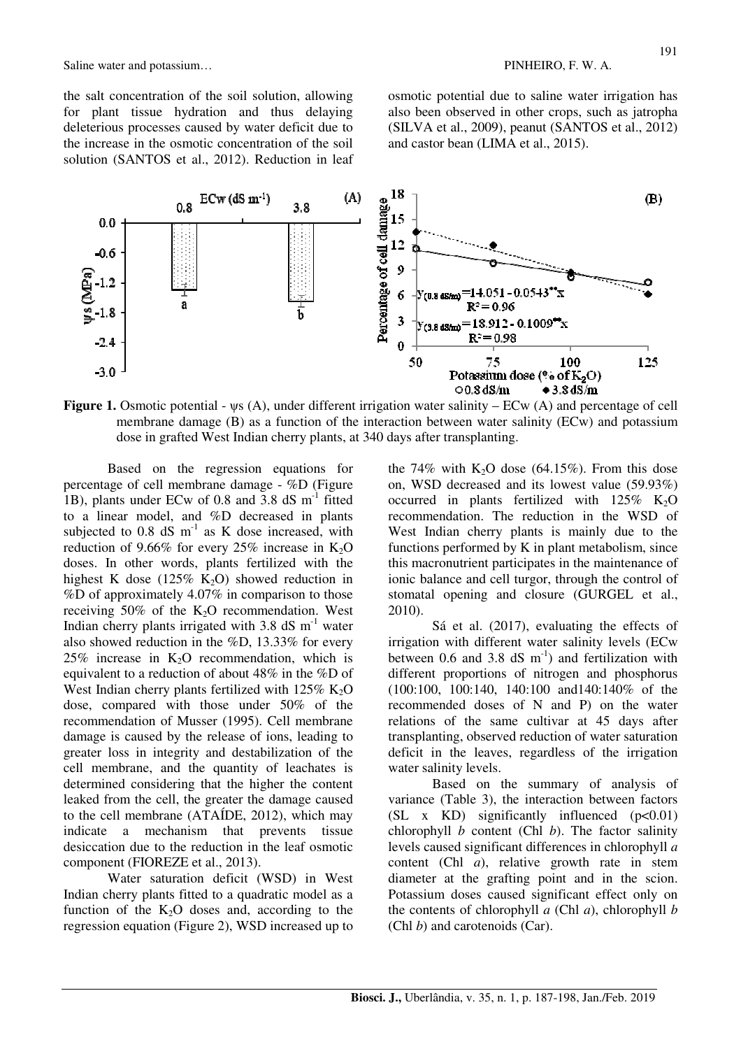the salt concentration of the soil solution, allowing for plant tissue hydration and thus delaying deleterious processes caused by water deficit due to the increase in the osmotic concentration of the soil solution (SANTOS et al., 2012). Reduction in leaf osmotic potential due to saline water irrigation has also been observed in other crops, such as jatropha (SILVA et al., 2009), peanut (SANTOS et al., 2012) and castor bean (LIMA et al., 2015).

**Figure 1.** Osmotic potential - ψs (A), under different irrigation water salinity – ECw (A) and percentage of cell membrane damage (B) as a function of the interaction between water salinity (ECw) and potassium dose in grafted West Indian cherry plants, at 340 days after transplanting.

Based on the regression equations for percentage of cell membrane damage - %D (Figure 1B), plants under ECw of 0.8 and 3.8 dS $m^{-1}$ fitted to a linear model, and %D decreased in plants subjected to 0.8 dS $m^{-1}$ as K dose increased, with reduction of 9.66% for every 25% increase in $K_2O$ doses. In other words, plants fertilized with the highest K dose (125% $K_2O$) showed reduction in %D of approximately 4.07% in comparison to those receiving 50% of the $K_2O$ recommendation. West Indian cherry plants irrigated with 3.8 dS $m^{-1}$ water also showed reduction in the %D, 13.33% for every 25% increase in $K_2O$ recommendation, which is equivalent to a reduction of about 48% in the %D of West Indian cherry plants fertilized with 125% $K_2O$ dose, compared with those under 50% of the recommendation of Musser (1995). Cell membrane damage is caused by the release of ions, leading to greater loss in integrity and destabilization of the cell membrane, and the quantity of leachates is determined considering that the higher the content leaked from the cell, the greater the damage caused to the cell membrane (ATAÍDE, 2012), which may indicate a mechanism that prevents tissue desiccation due to the reduction in the leaf osmotic component (FIOREZE et al., 2013).

Water saturation deficit (WSD) in West Indian cherry plants fitted to a quadratic model as a function of the $K_2O$ doses and, according to the regression equation (Figure 2), WSD increased up to the 74% with $K_2O$ dose (64.15%). From this dose on, WSD decreased and its lowest value (59.93%) occurred in plants fertilized with 125% $K_2O$ recommendation. The reduction in the WSD of West Indian cherry plants is mainly due to the functions performed by K in plant metabolism, since this macronutrient participates in the maintenance of ionic balance and cell turgor, through the control of stomatal opening and closure (GURGEL et al., 2010).

Sá et al. (2017), evaluating the effects of irrigation with different water salinity levels (ECw between 0.6 and 3.8 dS $m^{-1}$) and fertilization with different proportions of nitrogen and phosphorus (100:100, 100:140, 140:100 and140:140% of the recommended doses of N and P) on the water relations of the same cultivar at 45 days after transplanting, observed reduction of water saturation deficit in the leaves, regardless of the irrigation water salinity levels.

Based on the summary of analysis of variance (Table 3), the interaction between factors (SL x KD) significantly influenced ($p<0.01$) chlorophyll *b* content (Chl *b*). The factor salinity levels caused significant differences in chlorophyll *a* content (Chl *a*), relative growth rate in stem diameter at the grafting point and in the scion. Potassium doses caused significant effect only on the contents of chlorophyll *a* (Chl *a*), chlorophyll *b* (Chl *b*) and carotenoids (Car).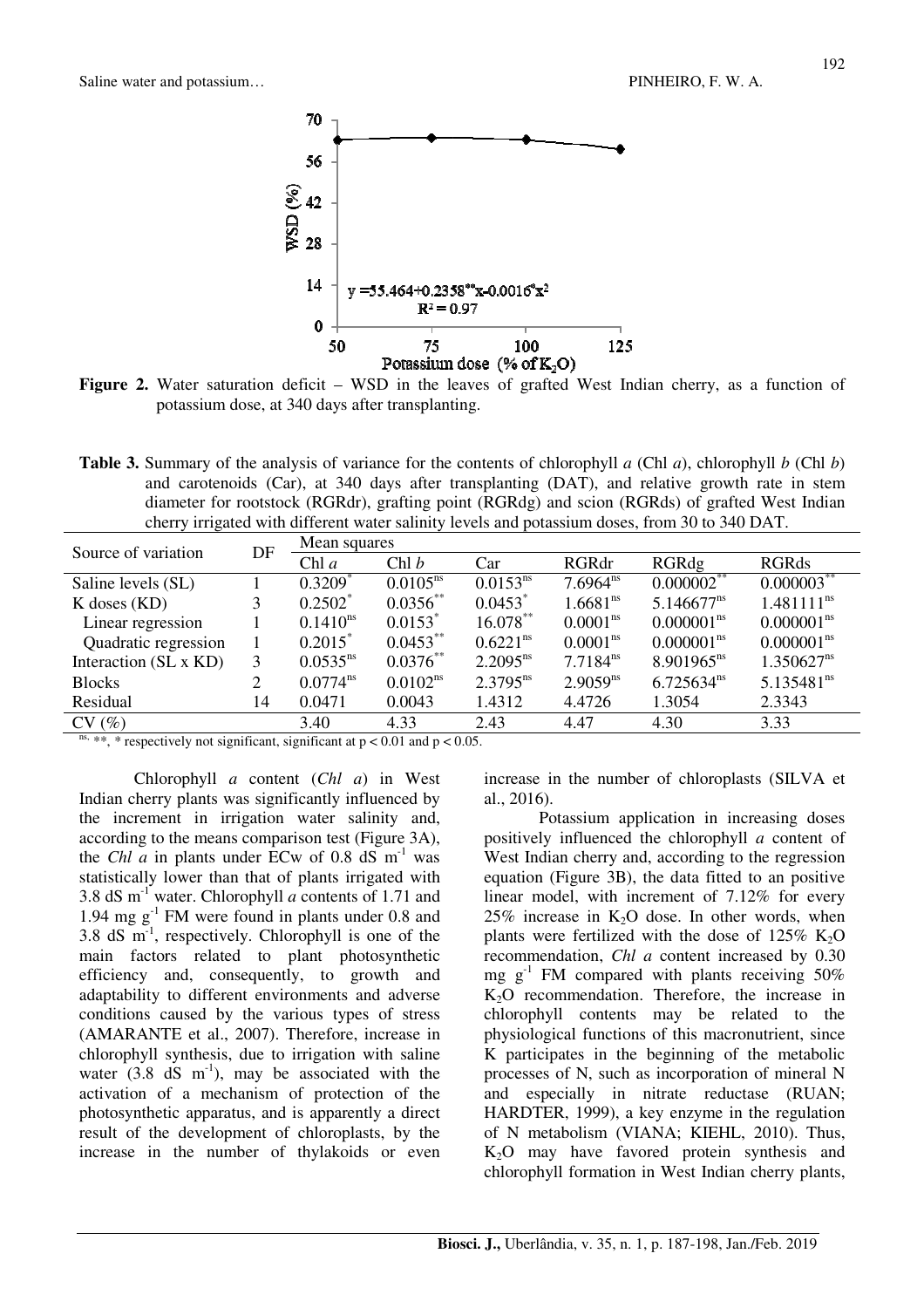**Figure 2.** Water saturation deficit – WSD in the leaves of grafted West Indian cherry, as a function of potassium dose, at 340 days after transplanting.

**Table 3.** Summary of the analysis of variance for the contents of chlorophyll *a* (Chl *a*), chlorophyll *b* (Chl *b*) and carotenoids (Car), at 340 days after transplanting (DAT), and relative growth rate in stem diameter for rootstock (RGRdr), grafting point (RGRdg) and scion (RGRds) of grafted West Indian cherry irrigated with different water salinity levels and potassium doses, from 30 to 340 DAT.

| Source of variation | DF | Mean squares | | | | | |
|---|---|---|---|---|---|---|---|
| | | Chl *a* | Chl *b* | Car | RGRdr | RGRdg | RGRds |
| Saline levels (SL) | 1 | $0.3209^{*}$ | $0.0105^{ns}$ | $0.0153^{ns}$ | $7.6964^{ns}$ | $0.000002^{**}$ | $0.000003^{**}$ |
| K doses (KD) | 3 | $0.2502^{*}$ | $0.0356^{**}$ | $0.0453^{*}$ | $1.6681^{ns}$ | $5.146677^{ns}$ | $1.481111^{ns}$ |
| Linear regression | 1 | $0.1410^{ns}$ | $0.0153^{*}$ | $16.078^{**}$ | $0.0001^{ns}$ | $0.000001^{ns}$ | $0.000001^{ns}$ |
| Quadratic regression | 1 | $0.2015^{*}$ | $0.0453^{**}$ | $0.6221^{ns}$ | $0.0001^{ns}$ | $0.000001^{ns}$ | $0.000001^{ns}$ |
| Interaction (SL x KD) | 3 | $0.0535^{ns}$ | $0.0376^{**}$ | $2.2095^{ns}$ | $7.7184^{ns}$ | $8.901965^{ns}$ | $1.350627^{ns}$ |
| Blocks | 2 | $0.0774^{ns}$ | $0.0102^{ns}$ | $2.3795^{ns}$ | $2.9059^{ns}$ | $6.725634^{ns}$ | $5.135481^{ns}$ |
| Residual | 14 | 0.0471 | 0.0043 | 1.4312 | 4.4726 | 1.3054 | 2.3343 |
| CV (%) | | 3.40 | 4.33 | 2.43 | 4.47 | 4.30 | 3.33 |

ns, **, * respectively not significant, significant at $p < 0.01$ and $p < 0.05$.

Chlorophyll *a* content (*Chl a*) in West Indian cherry plants was significantly influenced by the increment in irrigation water salinity and, according to the means comparison test (Figure 3A), the *Chl a* in plants under ECw of 0.8 dS $m^{-1}$ was statistically lower than that of plants irrigated with 3.8 dS $m^{-1}$ water. Chlorophyll *a* contents of 1.71 and 1.94 mg $g^{-1}$ FM were found in plants under 0.8 and 3.8 dS $m^{-1}$, respectively. Chlorophyll is one of the main factors related to plant photosynthetic efficiency and, consequently, to growth and adaptability to different environments and adverse conditions caused by the various types of stress (AMARANTE et al., 2007). Therefore, increase in chlorophyll synthesis, due to irrigation with saline water (3.8 dS $m^{-1}$), may be associated with the activation of a mechanism of protection of the photosynthetic apparatus, and is apparently a direct result of the development of chloroplasts, by the increase in the number of thylakoids or even increase in the number of chloroplasts (SILVA et al., 2016).

Potassium application in increasing doses positively influenced the chlorophyll *a* content of West Indian cherry and, according to the regression equation (Figure 3B), the data fitted to an positive linear model, with increment of 7.12% for every 25% increase in $K_2O$ dose. In other words, when plants were fertilized with the dose of 125% $K_2O$ recommendation, *Chl a* content increased by 0.30 mg $g^{-1}$ FM compared with plants receiving 50% $K_2O$ recommendation. Therefore, the increase in chlorophyll contents may be related to the physiological functions of this macronutrient, since K participates in the beginning of the metabolic processes of N, such as incorporation of mineral N and especially in nitrate reductase (RUAN; HARDTER, 1999), a key enzyme in the regulation of N metabolism (VIANA; KIEHL, 2010). Thus, $K_2O$ may have favored protein synthesis and chlorophyll formation in West Indian cherry plants,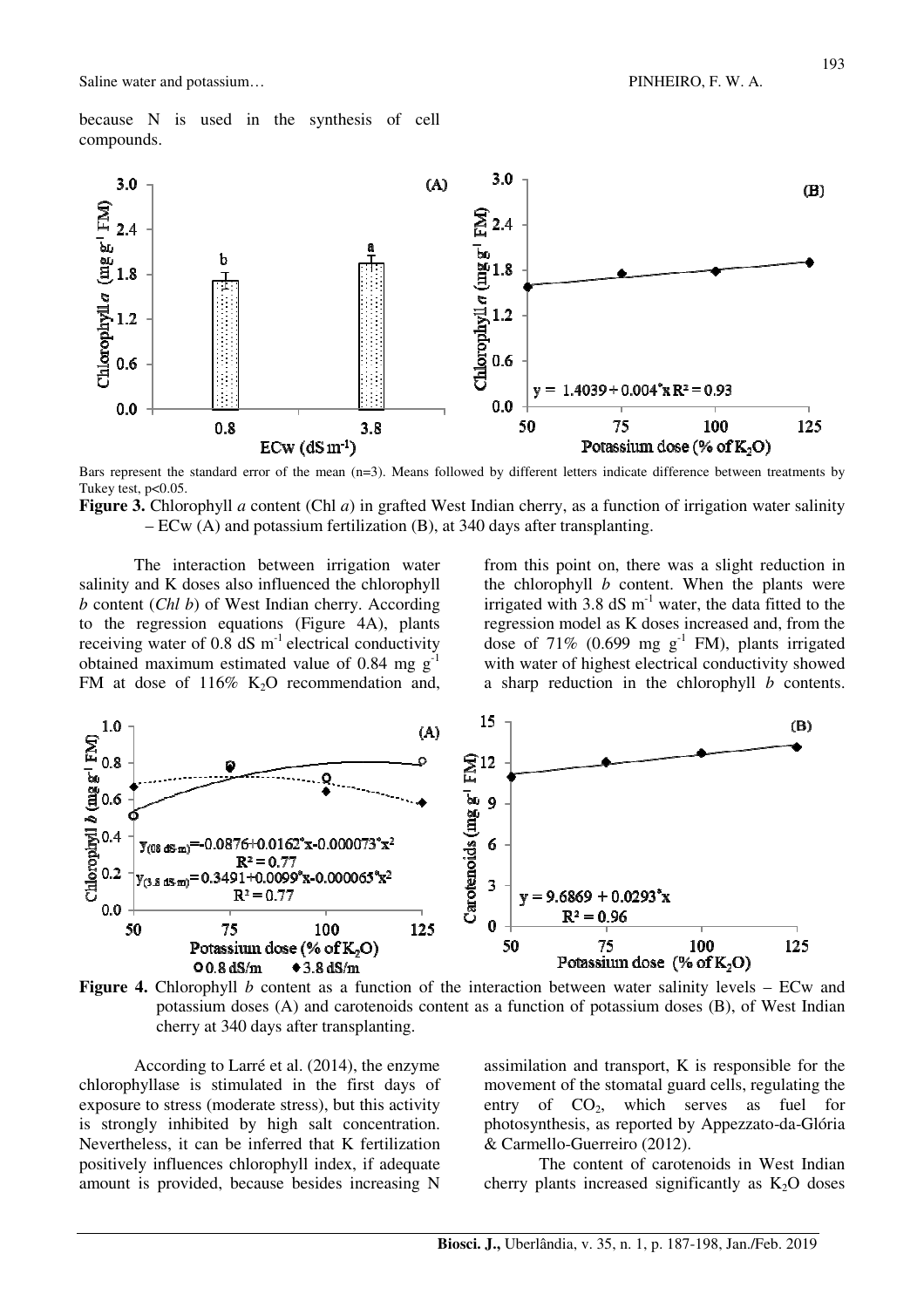because N is used in the synthesis of cell compounds.

Bars represent the standard error of the mean (n=3). Means followed by different letters indicate difference between treatments by Tukey test, $p<0.05$.

**Figure 3.** Chlorophyll *a* content (Chl *a*) in grafted West Indian cherry, as a function of irrigation water salinity – ECw (A) and potassium fertilization (B), at 340 days after transplanting.

The interaction between irrigation water salinity and K doses also influenced the chlorophyll *b* content (*Chl b*) of West Indian cherry. According to the regression equations (Figure 4A), plants receiving water of 0.8 dS $m^{-1}$ electrical conductivity obtained maximum estimated value of 0.84 mg $g^{-1}$ FM at dose of 116% $K_2O$ recommendation and, from this point on, there was a slight reduction in the chlorophyll *b* content. When the plants were irrigated with 3.8 dS $m^{-1}$ water, the data fitted to the regression model as K doses increased and, from the dose of 71% (0.699 mg $g^{-1}$ FM), plants irrigated with water of highest electrical conductivity showed a sharp reduction in the chlorophyll *b* contents.

**Figure 4.** Chlorophyll *b* content as a function of the interaction between water salinity levels – ECw and potassium doses (A) and carotenoids content as a function of potassium doses (B), of West Indian cherry at 340 days after transplanting.

According to Larré et al. (2014), the enzyme chlorophyllase is stimulated in the first days of exposure to stress (moderate stress), but this activity is strongly inhibited by high salt concentration. Nevertheless, it can be inferred that K fertilization positively influences chlorophyll index, if adequate amount is provided, because besides increasing N assimilation and transport, K is responsible for the movement of the stomatal guard cells, regulating the entry of $CO_2$, which serves as fuel for photosynthesis, as reported by Appezzato-da-Glória & Carmello-Guerreiro (2012).

The content of carotenoids in West Indian cherry plants increased significantly as $K_2O$ doses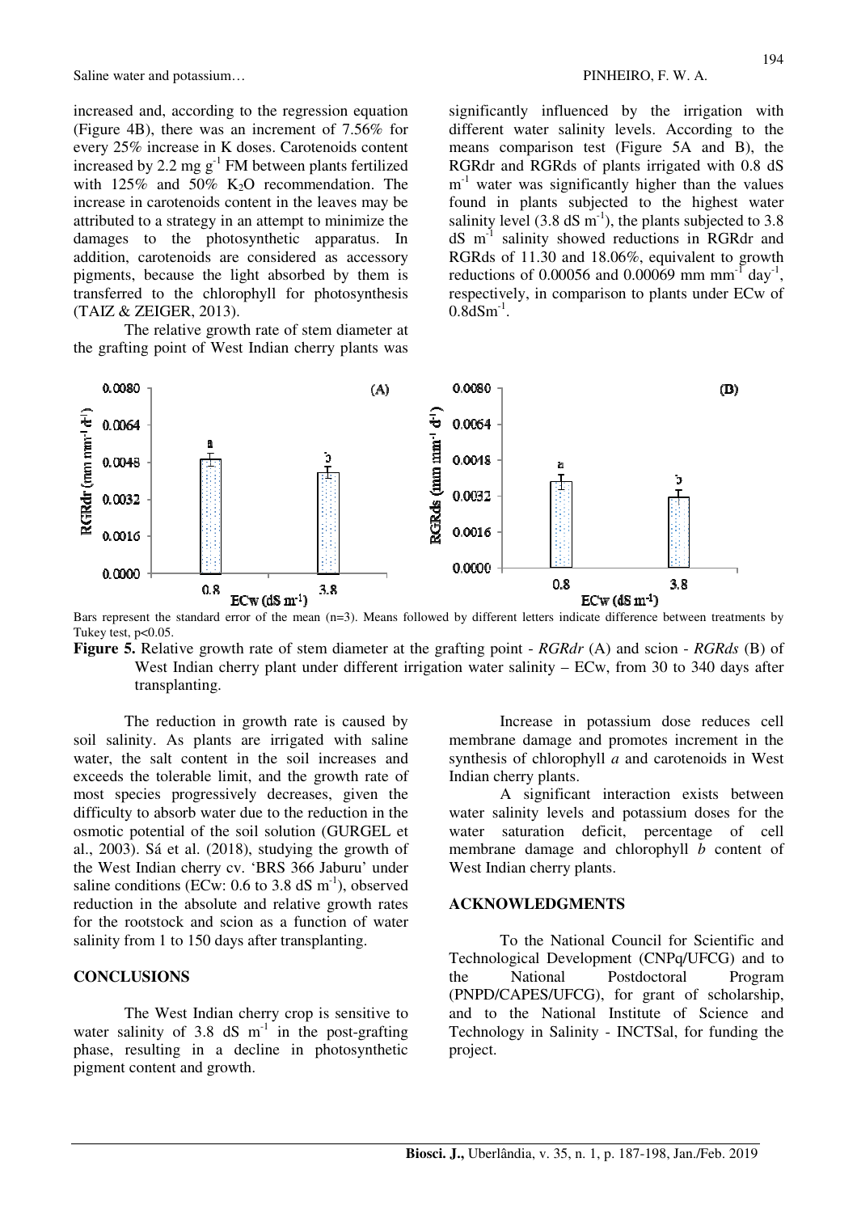increased and, according to the regression equation (Figure 4B), there was an increment of 7.56% for every 25% increase in K doses. Carotenoids content increased by 2.2 mg $g^{-1}$ FM between plants fertilized with 125% and 50% $K_2O$ recommendation. The increase in carotenoids content in the leaves may be attributed to a strategy in an attempt to minimize the damages to the photosynthetic apparatus. In addition, carotenoids are considered as accessory pigments, because the light absorbed by them is transferred to the chlorophyll for photosynthesis (TAIZ & ZEIGER, 2013).

The relative growth rate of stem diameter at the grafting point of West Indian cherry plants was significantly influenced by the irrigation with different water salinity levels. According to the means comparison test (Figure 5A and B), the RGRdr and RGRds of plants irrigated with 0.8 dS $m^{-1}$ water was significantly higher than the values found in plants subjected to the highest water salinity level (3.8 dS $m^{-1}$), the plants subjected to 3.8 dS $m^{-1}$ salinity showed reductions in RGRdr and RGRds of 11.30 and 18.06%, equivalent to growth reductions of 0.00056 and 0.00069 mm $mm^{-1}$ $day^{-1}$, respectively, in comparison to plants under ECw of 0.8dS$m^{-1}$.

Bars represent the standard error of the mean (n=3). Means followed by different letters indicate difference between treatments by Tukey test, $p<0.05$.

**Figure 5.** Relative growth rate of stem diameter at the grafting point - *RGRdr* (A) and scion - *RGRds* (B) of West Indian cherry plant under different irrigation water salinity – ECw, from 30 to 340 days after transplanting.

The reduction in growth rate is caused by soil salinity. As plants are irrigated with saline water, the salt content in the soil increases and exceeds the tolerable limit, and the growth rate of most species progressively decreases, given the difficulty to absorb water due to the reduction in the osmotic potential of the soil solution (GURGEL et al., 2003). Sá et al. (2018), studying the growth of the West Indian cherry cv. 'BRS 366 Jaburu' under saline conditions (ECw: 0.6 to 3.8 dS $m^{-1}$), observed reduction in the absolute and relative growth rates for the rootstock and scion as a function of water salinity from 1 to 150 days after transplanting.

## CONCLUSIONS

The West Indian cherry crop is sensitive to water salinity of 3.8 dS $m^{-1}$ in the post-grafting phase, resulting in a decline in photosynthetic pigment content and growth.

Increase in potassium dose reduces cell membrane damage and promotes increment in the synthesis of chlorophyll *a* and carotenoids in West Indian cherry plants.

A significant interaction exists between water salinity levels and potassium doses for the water saturation deficit, percentage of cell membrane damage and chlorophyll *b* content of West Indian cherry plants.

## ACKNOWLEDGMENTS

To the National Council for Scientific and Technological Development (CNPq/UFCG) and to the National Postdoctoral Program (PNPD/CAPES/UFCG), for grant of scholarship, and to the National Institute of Science and Technology in Salinity - INCTSal, for funding the project.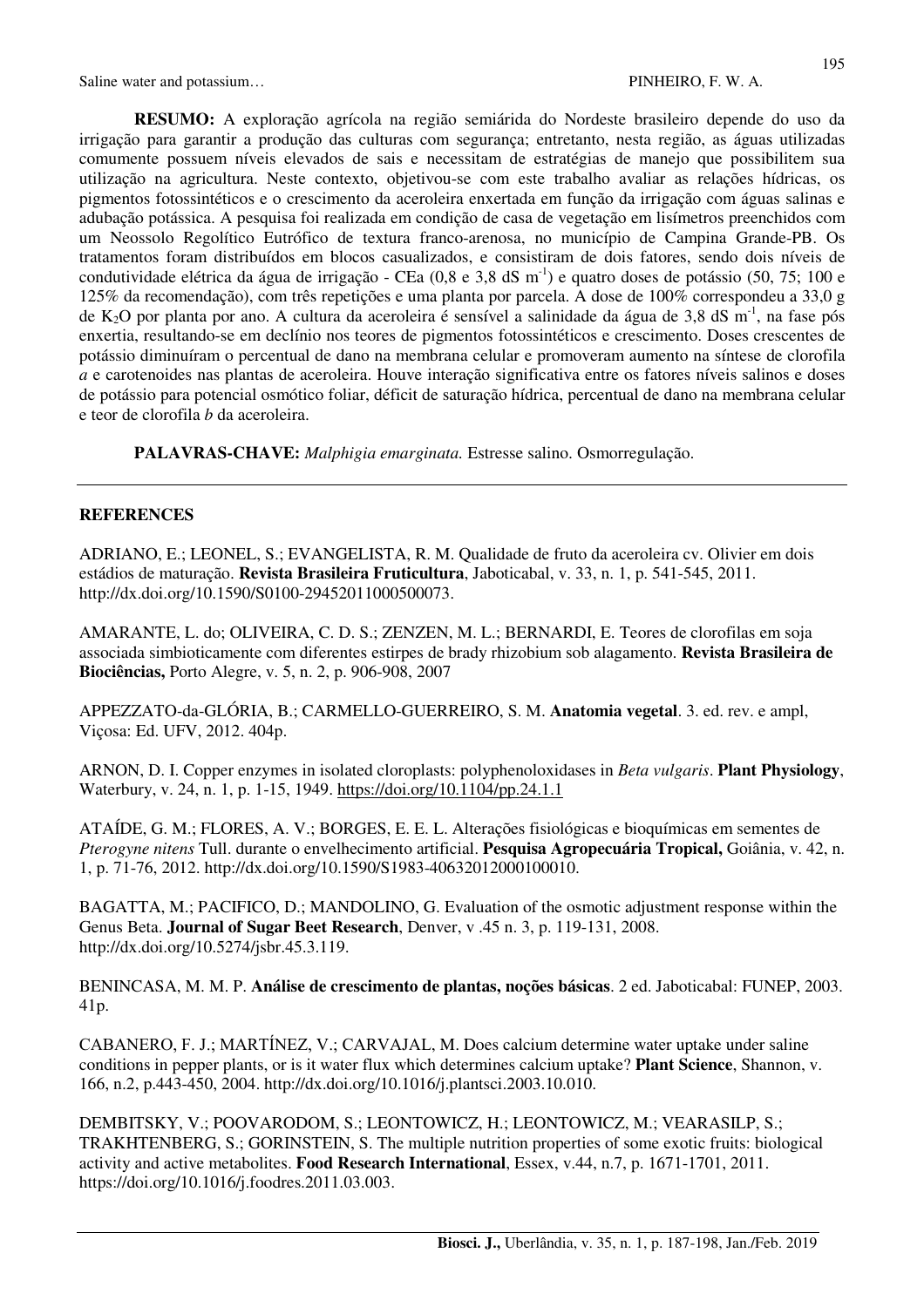**RESUMO:** A exploração agrícola na região semiárida do Nordeste brasileiro depende do uso da irrigação para garantir a produção das culturas com segurança; entretanto, nesta região, as águas utilizadas comumente possuem níveis elevados de sais e necessitam de estratégias de manejo que possibilitem sua utilização na agricultura. Neste contexto, objetivou-se com este trabalho avaliar as relações hídricas, os pigmentos fotossintéticos e o crescimento da aceroleira enxertada em função da irrigação com águas salinas e adubação potássica. A pesquisa foi realizada em condição de casa de vegetação em lisímetros preenchidos com um Neossolo Regolítico Eutrófico de textura franco-arenosa, no município de Campina Grande-PB. Os tratamentos foram distribuídos em blocos casualizados, e consistiram de dois fatores, sendo dois níveis de condutividade elétrica da água de irrigação - CEa (0,8 e 3,8 dS $m^{-1}$) e quatro doses de potássio (50, 75; 100 e 125% da recomendação), com três repetições e uma planta por parcela. A dose de 100% correspondeu a 33,0 g de $K_2O$ por planta por ano. A cultura da aceroleira é sensível a salinidade da água de 3,8 dS $m^{-1}$, na fase pós enxertia, resultando-se em declínio nos teores de pigmentos fotossintéticos e crescimento. Doses crescentes de potássio diminuíram o percentual de dano na membrana celular e promoveram aumento na síntese de clorofila *a* e carotenoides nas plantas de aceroleira. Houve interação significativa entre os fatores níveis salinos e doses de potássio para potencial osmótico foliar, déficit de saturação hídrica, percentual de dano na membrana celular e teor de clorofila *b* da aceroleira.

**PALAVRAS-CHAVE:** *Malphigia emarginata.* Estresse salino. Osmorregulação.

## REFERENCES

ADRIANO, E.; LEONEL, S.; EVANGELISTA, R. M. Qualidade de fruto da aceroleira cv. Olivier em dois estádios de maturação. **Revista Brasileira Fruticultura**, Jaboticabal, v. 33, n. 1, p. 541-545, 2011. http://dx.doi.org/10.1590/S0100-29452011000500073.

AMARANTE, L. do; OLIVEIRA, C. D. S.; ZENZEN, M. L.; BERNARDI, E. Teores de clorofilas em soja associada simbioticamente com diferentes estirpes de brady rhizobium sob alagamento. **Revista Brasileira de Biociências,** Porto Alegre, v. 5, n. 2, p. 906-908, 2007

APPEZZATO-da-GLÓRIA, B.; CARMELLO-GUERREIRO, S. M. **Anatomia vegetal**. 3. ed. rev. e ampl, Viçosa: Ed. UFV, 2012. 404p.

ARNON, D. I. Copper enzymes in isolated cloroplasts: polyphenoloxidases in *Beta vulgaris*. **Plant Physiology**, Waterbury, v. 24, n. 1, p. 1-15, 1949. https://doi.org/10.1104/pp.24.1.1

ATAÍDE, G. M.; FLORES, A. V.; BORGES, E. E. L. Alterações fisiológicas e bioquímicas em sementes de *Pterogyne nitens* Tull. durante o envelhecimento artificial. **Pesquisa Agropecuária Tropical,** Goiânia, v. 42, n. 1, p. 71-76, 2012. http://dx.doi.org/10.1590/S1983-40632012000100010.

BAGATTA, M.; PACIFICO, D.; MANDOLINO, G. Evaluation of the osmotic adjustment response within the Genus Beta. **Journal of Sugar Beet Research**, Denver, v .45 n. 3, p. 119-131, 2008. http://dx.doi.org/10.5274/jsbr.45.3.119.

BENINCASA, M. M. P. **Análise de crescimento de plantas, noções básicas**. 2 ed. Jaboticabal: FUNEP, 2003. 41p.

CABANERO, F. J.; MARTÍNEZ, V.; CARVAJAL, M. Does calcium determine water uptake under saline conditions in pepper plants, or is it water flux which determines calcium uptake? **Plant Science**, Shannon, v. 166, n.2, p.443-450, 2004. http://dx.doi.org/10.1016/j.plantsci.2003.10.010.

DEMBITSKY, V.; POOVARODOM, S.; LEONTOWICZ, H.; LEONTOWICZ, M.; VEARASILP, S.; TRAKHTENBERG, S.; GORINSTEIN, S. The multiple nutrition properties of some exotic fruits: biological activity and active metabolites. **Food Research International**, Essex, v.44, n.7, p. 1671-1701, 2011. https://doi.org/10.1016/j.foodres.2011.03.003.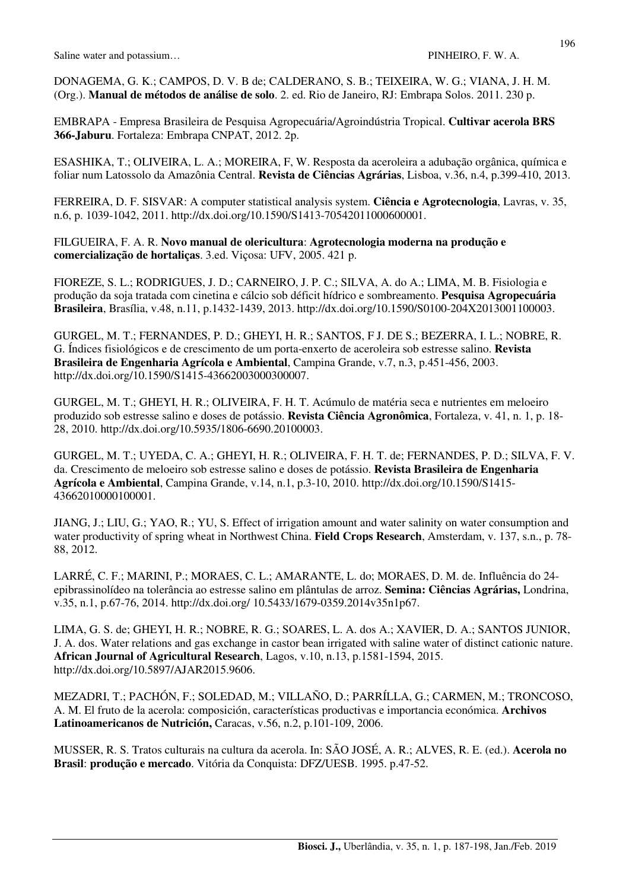DONAGEMA, G. K.; CAMPOS, D. V. B de; CALDERANO, S. B.; TEIXEIRA, W. G.; VIANA, J. H. M. (Org.). **Manual de métodos de análise de solo**. 2. ed. Rio de Janeiro, RJ: Embrapa Solos. 2011. 230 p.

EMBRAPA - Empresa Brasileira de Pesquisa Agropecuária/Agroindústria Tropical. **Cultivar acerola BRS 366-Jaburu**. Fortaleza: Embrapa CNPAT, 2012. 2p.

ESASHIKA, T.; OLIVEIRA, L. A.; MOREIRA, F, W. Resposta da aceroleira a adubação orgânica, química e foliar num Latossolo da Amazônia Central. **Revista de Ciências Agrárias**, Lisboa, v.36, n.4, p.399-410, 2013.

FERREIRA, D. F. SISVAR: A computer statistical analysis system. **Ciência e Agrotecnologia**, Lavras, v. 35, n.6, p. 1039-1042, 2011. http://dx.doi.org/10.1590/S1413-70542011000600001.

FILGUEIRA, F. A. R. **Novo manual de olericultura**: **Agrotecnologia moderna na produção e comercialização de hortaliças**. 3.ed. Viçosa: UFV, 2005. 421 p.

FIOREZE, S. L.; RODRIGUES, J. D.; CARNEIRO, J. P. C.; SILVA, A. do A.; LIMA, M. B. Fisiologia e produção da soja tratada com cinetina e cálcio sob déficit hídrico e sombreamento. **Pesquisa Agropecuária Brasileira**, Brasília, v.48, n.11, p.1432-1439, 2013. http://dx.doi.org/10.1590/S0100-204X2013001100003.

GURGEL, M. T.; FERNANDES, P. D.; GHEYI, H. R.; SANTOS, F J. DE S.; BEZERRA, I. L.; NOBRE, R. G. Índices fisiológicos e de crescimento de um porta-enxerto de aceroleira sob estresse salino. **Revista Brasileira de Engenharia Agrícola e Ambiental**, Campina Grande, v.7, n.3, p.451-456, 2003. http://dx.doi.org/10.1590/S1415-43662003000300007.

GURGEL, M. T.; GHEYI, H. R.; OLIVEIRA, F. H. T. Acúmulo de matéria seca e nutrientes em meloeiro produzido sob estresse salino e doses de potássio. **Revista Ciência Agronômica**, Fortaleza, v. 41, n. 1, p. 18-28, 2010. http://dx.doi.org/10.5935/1806-6690.20100003.

GURGEL, M. T.; UYEDA, C. A.; GHEYI, H. R.; OLIVEIRA, F. H. T. de; FERNANDES, P. D.; SILVA, F. V. da. Crescimento de meloeiro sob estresse salino e doses de potássio. **Revista Brasileira de Engenharia Agrícola e Ambiental**, Campina Grande, v.14, n.1, p.3-10, 2010. http://dx.doi.org/10.1590/S1415-43662010000100001.

JIANG, J.; LIU, G.; YAO, R.; YU, S. Effect of irrigation amount and water salinity on water consumption and water productivity of spring wheat in Northwest China. **Field Crops Research**, Amsterdam, v. 137, s.n., p. 78-88, 2012.

LARRÉ, C. F.; MARINI, P.; MORAES, C. L.; AMARANTE, L. do; MORAES, D. M. de. Influência do 24-epibrassinolídeo na tolerância ao estresse salino em plântulas de arroz. **Semina: Ciências Agrárias,** Londrina, v.35, n.1, p.67-76, 2014. http://dx.doi.org/ 10.5433/1679-0359.2014v35n1p67.

LIMA, G. S. de; GHEYI, H. R.; NOBRE, R. G.; SOARES, L. A. dos A.; XAVIER, D. A.; SANTOS JUNIOR, J. A. dos. Water relations and gas exchange in castor bean irrigated with saline water of distinct cationic nature. **African Journal of Agricultural Research**, Lagos, v.10, n.13, p.1581-1594, 2015. http://dx.doi.org/10.5897/AJAR2015.9606.

MEZADRI, T.; PACHÓN, F.; SOLEDAD, M.; VILLAÑO, D.; PARRÍLLA, G.; CARMEN, M.; TRONCOSO, A. M. El fruto de la acerola: composición, características productivas e importancia económica. **Archivos Latinoamericanos de Nutrición,** Caracas, v.56, n.2, p.101-109, 2006.

MUSSER, R. S. Tratos culturais na cultura da acerola. In: SÃO JOSÉ, A. R.; ALVES, R. E. (ed.). **Acerola no Brasil**: **produção e mercado**. Vitória da Conquista: DFZ/UESB. 1995. p.47-52.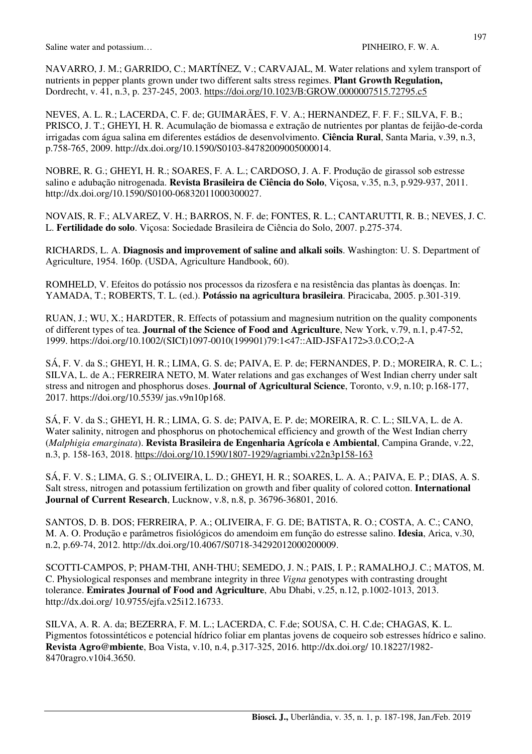NAVARRO, J. M.; GARRIDO, C.; MARTÍNEZ, V.; CARVAJAL, M. Water relations and xylem transport of nutrients in pepper plants grown under two different salts stress regimes. **Plant Growth Regulation,** Dordrecht, v. 41, n.3, p. 237-245, 2003. https://doi.org/10.1023/B:GROW.0000007515.72795.c5

NEVES, A. L. R.; LACERDA, C. F. de; GUIMARÃES, F. V. A.; HERNANDEZ, F. F. F.; SILVA, F. B.; PRISCO, J. T.; GHEYI, H. R. Acumulação de biomassa e extração de nutrientes por plantas de feijão-de-corda irrigadas com água salina em diferentes estádios de desenvolvimento. **Ciência Rural**, Santa Maria, v.39, n.3, p.758-765, 2009. http://dx.doi.org/10.1590/S0103-84782009005000014.

NOBRE, R. G.; GHEYI, H. R.; SOARES, F. A. L.; CARDOSO, J. A. F. Produção de girassol sob estresse salino e adubação nitrogenada. **Revista Brasileira de Ciência do Solo**, Viçosa, v.35, n.3, p.929-937, 2011. http://dx.doi.org/10.1590/S0100-06832011000300027.

NOVAIS, R. F.; ALVAREZ, V. H.; BARROS, N. F. de; FONTES, R. L.; CANTARUTTI, R. B.; NEVES, J. C. L. **Fertilidade do solo**. Viçosa: Sociedade Brasileira de Ciência do Solo, 2007. p.275-374.

RICHARDS, L. A. **Diagnosis and improvement of saline and alkali soils**. Washington: U. S. Department of Agriculture, 1954. 160p. (USDA, Agriculture Handbook, 60).

ROMHELD, V. Efeitos do potássio nos processos da rizosfera e na resistência das plantas às doenças. In: YAMADA, T.; ROBERTS, T. L. (ed.). **Potássio na agricultura brasileira**. Piracicaba, 2005. p.301-319.

RUAN, J.; WU, X.; HARDTER, R. Effects of potassium and magnesium nutrition on the quality components of different types of tea. **Journal of the Science of Food and Agriculture**, New York, v.79, n.1, p.47-52, 1999. https://doi.org/10.1002/(SICI)1097-0010(199901)79:1<47::AID-JSFA172>3.0.CO;2-A

SÁ, F. V. da S.; GHEYI, H. R.; LIMA, G. S. de; PAIVA, E. P. de; FERNANDES, P. D.; MOREIRA, R. C. L.; SILVA, L. de A.; FERREIRA NETO, M. Water relations and gas exchanges of West Indian cherry under salt stress and nitrogen and phosphorus doses. **Journal of Agricultural Science**, Toronto, v.9, n.10; p.168-177, 2017. https://doi.org/10.5539/ jas.v9n10p168.

SÁ, F. V. da S.; GHEYI, H. R.; LIMA, G. S. de; PAIVA, E. P. de; MOREIRA, R. C. L.; SILVA, L. de A. Water salinity, nitrogen and phosphorus on photochemical efficiency and growth of the West Indian cherry (*Malphigia emarginata*). **Revista Brasileira de Engenharia Agrícola e Ambiental**, Campina Grande, v.22, n.3, p. 158-163, 2018. https://doi.org/10.1590/1807-1929/agriambi.v22n3p158-163

SÁ, F. V. S.; LIMA, G. S.; OLIVEIRA, L. D.; GHEYI, H. R.; SOARES, L. A. A.; PAIVA, E. P.; DIAS, A. S. Salt stress, nitrogen and potassium fertilization on growth and fiber quality of colored cotton. **International Journal of Current Research**, Lucknow, v.8, n.8, p. 36796-36801, 2016.

SANTOS, D. B. DOS; FERREIRA, P. A.; OLIVEIRA, F. G. DE; BATISTA, R. O.; COSTA, A. C.; CANO, M. A. O. Produção e parâmetros fisiológicos do amendoim em função do estresse salino. **Idesia**, Arica, v.30, n.2, p.69-74, 2012. http://dx.doi.org/10.4067/S0718-34292012000200009.

SCOTTI-CAMPOS, P; PHAM-THI, ANH-THU; SEMEDO, J. N.; PAIS, I. P.; RAMALHO,J. C.; MATOS, M. C. Physiological responses and membrane integrity in three *Vigna* genotypes with contrasting drought tolerance. **Emirates Journal of Food and Agriculture**, Abu Dhabi, v.25, n.12, p.1002-1013, 2013. http://dx.doi.org/ 10.9755/ejfa.v25i12.16733.

SILVA, A. R. A. da; BEZERRA, F. M. L.; LACERDA, C. F.de; SOUSA, C. H. C.de; CHAGAS, K. L. Pigmentos fotossintéticos e potencial hídrico foliar em plantas jovens de coqueiro sob estresses hídrico e salino. **Revista Agro@mbiente**, Boa Vista, v.10, n.4, p.317-325, 2016. http://dx.doi.org/ 10.18227/1982-8470ragro.v10i4.3650.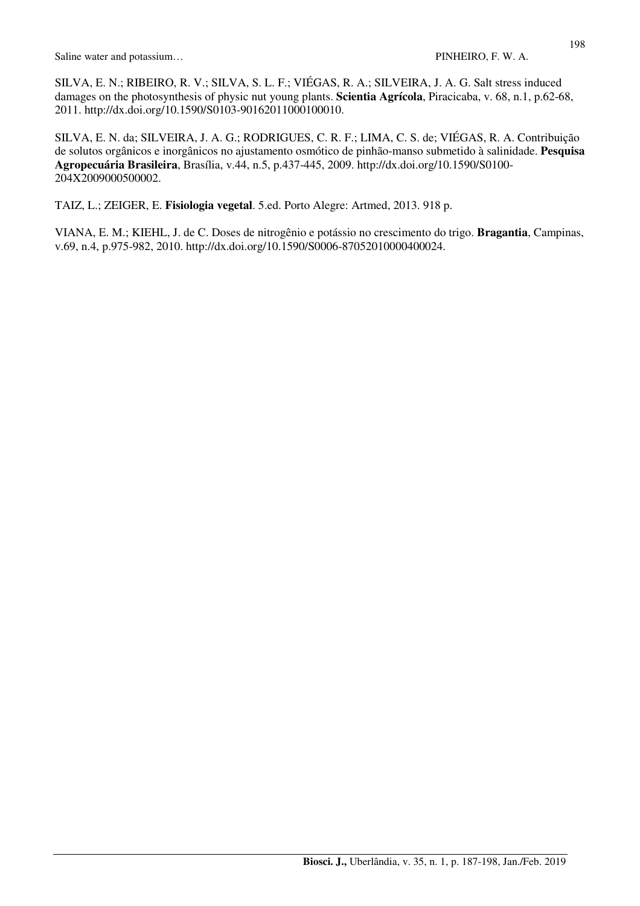SILVA, E. N.; RIBEIRO, R. V.; SILVA, S. L. F.; VIÉGAS, R. A.; SILVEIRA, J. A. G. Salt stress induced damages on the photosynthesis of physic nut young plants. **Scientia Agrícola**, Piracicaba, v. 68, n.1, p.62-68, 2011. http://dx.doi.org/10.1590/S0103-90162011000100010.

SILVA, E. N. da; SILVEIRA, J. A. G.; RODRIGUES, C. R. F.; LIMA, C. S. de; VIÉGAS, R. A. Contribuição de solutos orgânicos e inorgânicos no ajustamento osmótico de pinhão-manso submetido à salinidade. **Pesquisa Agropecuária Brasileira**, Brasília, v.44, n.5, p.437-445, 2009. http://dx.doi.org/10.1590/S0100-204X2009000500002.

TAIZ, L.; ZEIGER, E. **Fisiologia vegetal**. 5.ed. Porto Alegre: Artmed, 2013. 918 p.

VIANA, E. M.; KIEHL, J. de C. Doses de nitrogênio e potássio no crescimento do trigo. **Bragantia**, Campinas, v.69, n.4, p.975-982, 2010. http://dx.doi.org/10.1590/S0006-87052010000400024.